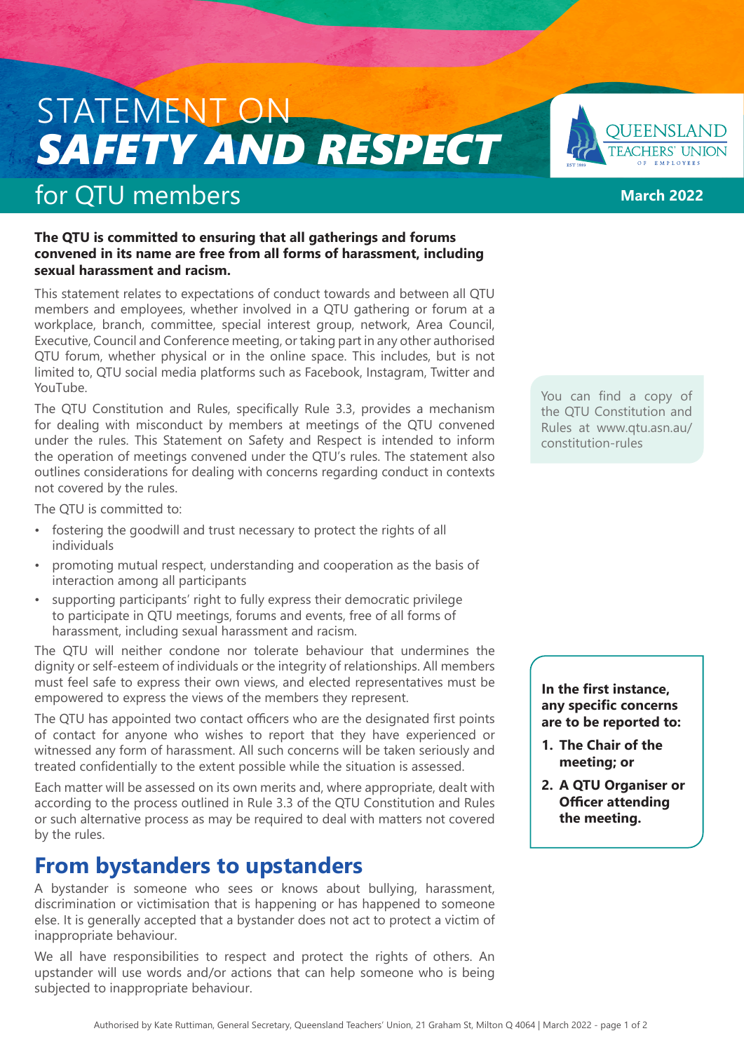# STATEMENT ON *SAFETY AND RESPECT* for QTU members

March 2022

**The QTU is committed to ensuring that all gatherings and forums convened in its name are free from all forms of harassment, including sexual harassment and racism.**

This statement relates to expectations of conduct towards and between all QTU members and employees, whether involved in a QTU gathering or forum at a workplace, branch, committee, special interest group, network, Area Council, Executive, Council and Conference meeting, or taking part in any other authorised QTU forum, whether physical or in the online space. This includes, but is not limited to, QTU social media platforms such as Facebook, Instagram, Twitter and YouTube.

The QTU Constitution and Rules, specifically Rule 3.3, provides a mechanism for dealing with misconduct by members at meetings of the QTU convened under the rules. This Statement on Safety and Respect is intended to inform the operation of meetings convened under the QTU's rules. The statement also outlines considerations for dealing with concerns regarding conduct in contexts not covered by the rules.

You can find a copy of the QTU Constitution and Rules at www.qtu.asn.au/constitution-rules

The QTU is committed to:

- fostering the goodwill and trust necessary to protect the rights of all individuals
- promoting mutual respect, understanding and cooperation as the basis of interaction among all participants
- supporting participants' right to fully express their democratic privilege to participate in QTU meetings, forums and events, free of all forms of harassment, including sexual harassment and racism.

The QTU will neither condone nor tolerate behaviour that undermines the dignity or self-esteem of individuals or the integrity of relationships. All members must feel safe to express their own views, and elected representatives must be empowered to express the views of the members they represent.

The QTU has appointed two contact officers who are the designated first points of contact for anyone who wishes to report that they have experienced or witnessed any form of harassment. All such concerns will be taken seriously and treated confidentially to the extent possible while the situation is assessed.

Each matter will be assessed on its own merits and, where appropriate, dealt with according to the process outlined in Rule 3.3 of the QTU Constitution and Rules or such alternative process as may be required to deal with matters not covered by the rules.

**In the first instance, any specific concerns are to be reported to:**

1. **The Chair of the meeting; or**
2. **A QTU Organiser or Officer attending the meeting.**

## From bystanders to upstanders

A bystander is someone who sees or knows about bullying, harassment, discrimination or victimisation that is happening or has happened to someone else. It is generally accepted that a bystander does not act to protect a victim of inappropriate behaviour.

We all have responsibilities to respect and protect the rights of others. An upstander will use words and/or actions that can help someone who is being subjected to inappropriate behaviour.

Authorised by Kate Ruttiman, General Secretary, Queensland Teachers' Union, 21 Graham St, Milton Q 4064 | March 2022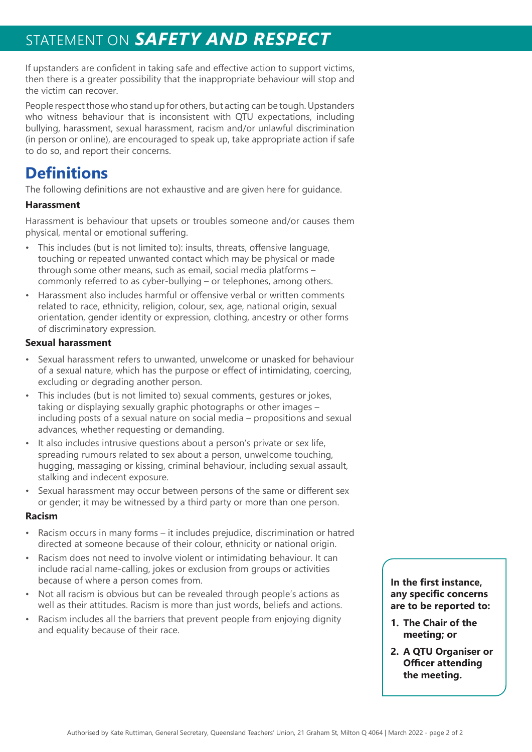# STATEMENT ON ***SAFETY AND RESPECT***

If upstanders are confident in taking safe and effective action to support victims, then there is a greater possibility that the inappropriate behaviour will stop and the victim can recover.

People respect those who stand up for others, but acting can be tough. Upstanders who witness behaviour that is inconsistent with QTU expectations, including bullying, harassment, sexual harassment, racism and/or unlawful discrimination (in person or online), are encouraged to speak up, take appropriate action if safe to do so, and report their concerns.

## Definitions

The following definitions are not exhaustive and are given here for guidance.

**Harassment**

Harassment is behaviour that upsets or troubles someone and/or causes them physical, mental or emotional suffering.

- This includes (but is not limited to): insults, threats, offensive language, touching or repeated unwanted contact which may be physical or made through some other means, such as email, social media platforms – commonly referred to as cyber-bullying – or telephones, among others.
- Harassment also includes harmful or offensive verbal or written comments related to race, ethnicity, religion, colour, sex, age, national origin, sexual orientation, gender identity or expression, clothing, ancestry or other forms of discriminatory expression.

**Sexual harassment**

- Sexual harassment refers to unwanted, unwelcome or unasked for behaviour of a sexual nature, which has the purpose or effect of intimidating, coercing, excluding or degrading another person.
- This includes (but is not limited to) sexual comments, gestures or jokes, taking or displaying sexually graphic photographs or other images – including posts of a sexual nature on social media – propositions and sexual advances, whether requesting or demanding.
- It also includes intrusive questions about a person's private or sex life, spreading rumours related to sex about a person, unwelcome touching, hugging, massaging or kissing, criminal behaviour, including sexual assault, stalking and indecent exposure.
- Sexual harassment may occur between persons of the same or different sex or gender; it may be witnessed by a third party or more than one person.

**Racism**

- Racism occurs in many forms – it includes prejudice, discrimination or hatred directed at someone because of their colour, ethnicity or national origin.
- Racism does not need to involve violent or intimidating behaviour. It can include racial name-calling, jokes or exclusion from groups or activities because of where a person comes from.
- Not all racism is obvious but can be revealed through people's actions as well as their attitudes. Racism is more than just words, beliefs and actions.
- Racism includes all the barriers that prevent people from enjoying dignity and equality because of their race.

**In the first instance, any specific concerns are to be reported to:**

1. **The Chair of the meeting; or**
2. **A QTU Organiser or Officer attending the meeting.**

Authorised by Kate Ruttiman, General Secretary, Queensland Teachers' Union, 21 Graham St, Milton Q 4064 | March 2022